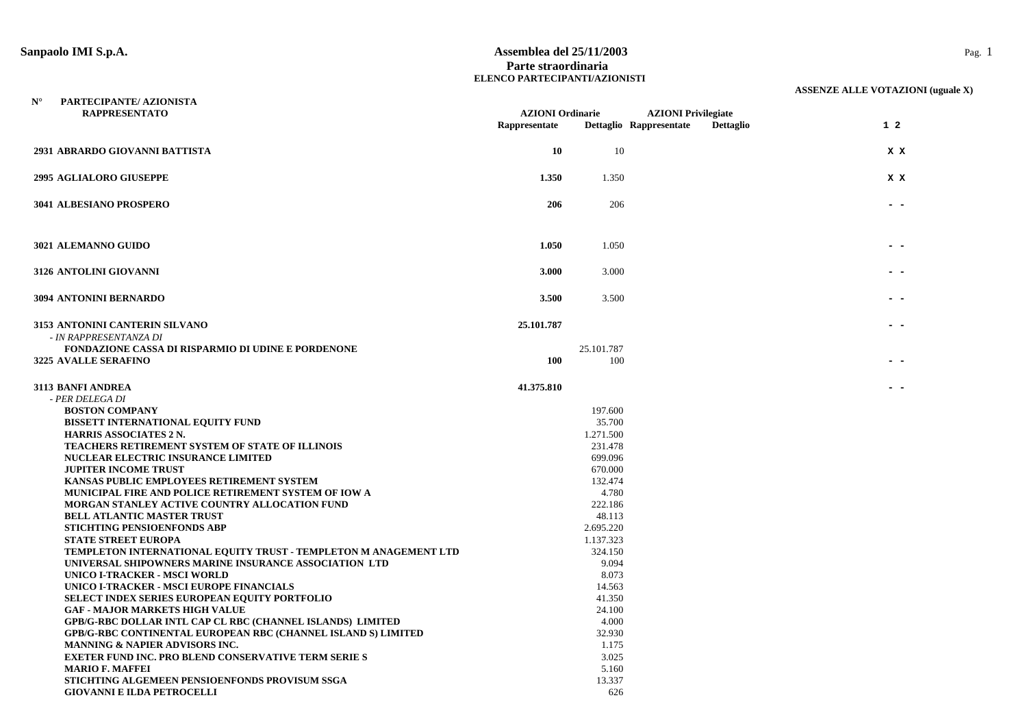**Sanpaolo IMI S.p.A.**

# Assemblea del 25/11/2003
## Parte straordinaria
### ELENCO PARTECIPANTI/AZIONISTI

**ASSENZE ALLE VOTAZIONI (uguale X)**

| N° | PARTECIPANTE/ AZIONISTA RAPPRESENTATO | AZIONI Ordinarie Rappresentate | AZIONI Ordinarie Dettaglio | AZIONI Privilegiate Rappresentate | AZIONI Privilegiate Dettaglio | 1 | 2 |
|---|---|---|---|---|---|---|---|
| 2931 | ABRARDO GIOVANNI BATTISTA | 10 | 10 | | | X | X |
| 2995 | AGLIALORO GIUSEPPE | 1.350 | 1.350 | | | X | X |
| 3041 | ALBESIANO PROSPERO | 206 | 206 | | | - | - |
| 3021 | ALEMANNO GUIDO | 1.050 | 1.050 | | | - | - |
| 3126 | ANTOLINI GIOVANNI | 3.000 | 3.000 | | | - | - |
| 3094 | ANTONINI BERNARDO | 3.500 | 3.500 | | | - | - |
| 3153 | ANTONINI CANTERIN SILVANO | 25.101.787 | | | | - | - |
| | *- IN RAPPRESENTANZA DI* | | | | | | |
| | FONDAZIONE CASSA DI RISPARMIO DI UDINE E PORDENONE | | 25.101.787 | | | | |
| 3225 | AVALLE SERAFINO | 100 | 100 | | | - | - |
| 3113 | BANFI ANDREA | 41.375.810 | | | | - | - |
| | *- PER DELEGA DI* | | | | | | |
| | BOSTON COMPANY | | 197.600 | | | | |
| | BISSETT INTERNATIONAL EQUITY FUND | | 35.700 | | | | |
| | HARRIS ASSOCIATES 2 N. | | 1.271.500 | | | | |
| | TEACHERS RETIREMENT SYSTEM OF STATE OF ILLINOIS | | 231.478 | | | | |
| | NUCLEAR ELECTRIC INSURANCE LIMITED | | 699.096 | | | | |
| | JUPITER INCOME TRUST | | 670.000 | | | | |
| | KANSAS PUBLIC EMPLOYEES RETIREMENT SYSTEM | | 132.474 | | | | |
| | MUNICIPAL FIRE AND POLICE RETIREMENT SYSTEM OF IOW A | | 4.780 | | | | |
| | MORGAN STANLEY ACTIVE COUNTRY ALLOCATION FUND | | 222.186 | | | | |
| | BELL ATLANTIC MASTER TRUST | | 48.113 | | | | |
| | STICHTING PENSIOENFONDS ABP | | 2.695.220 | | | | |
| | STATE STREET EUROPA | | 1.137.323 | | | | |
| | TEMPLETON INTERNATIONAL EQUITY TRUST - TEMPLETON M ANAGEMENT LTD | | 324.150 | | | | |
| | UNIVERSAL SHIPOWNERS MARINE INSURANCE ASSOCIATION LTD | | 9.094 | | | | |
| | UNICO I-TRACKER - MSCI WORLD | | 8.073 | | | | |
| | UNICO I-TRACKER - MSCI EUROPE FINANCIALS | | 14.563 | | | | |
| | SELECT INDEX SERIES EUROPEAN EQUITY PORTFOLIO | | 41.350 | | | | |
| | GAF - MAJOR MARKETS HIGH VALUE | | 24.100 | | | | |
| | GPB/G-RBC DOLLAR INTL CAP CL RBC (CHANNEL ISLANDS) LIMITED | | 4.000 | | | | |
| | GPB/G-RBC CONTINENTAL EUROPEAN RBC (CHANNEL ISLAND S) LIMITED | | 32.930 | | | | |
| | MANNING & NAPIER ADVISORS INC. | | 1.175 | | | | |
| | EXETER FUND INC. PRO BLEND CONSERVATIVE TERM SERIE S | | 3.025 | | | | |
| | MARIO F. MAFFEI | | 5.160 | | | | |
| | STICHTING ALGEMEEN PENSIOENFONDS PROVISUM SSGA | | 13.337 | | | | |
| | GIOVANNI E ILDA PETROCELLI | | 626 | | | | |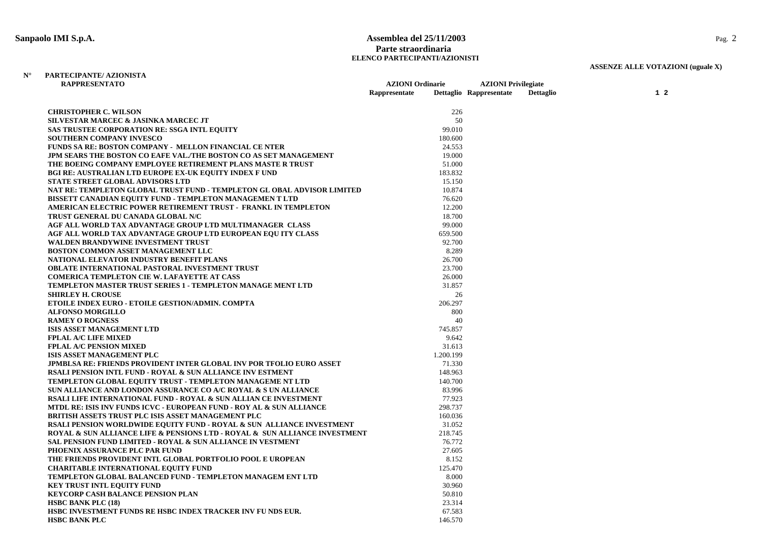**Sanpaolo IMI S.p.A.**

**Assemblea del 25/11/2003**
**Parte straordinaria**
**ELENCO PARTECIPANTI/AZIONISTI**

**ASSENZE ALLE VOTAZIONI (uguale X)**

| N° | PARTECIPANTE/ AZIONISTA RAPPRESENTATO | AZIONI Ordinarie | | AZIONI Privilegiate | | 1 | 2 |
|---|---|---|---|---|---|---|---|
| | | Rappresentate | Dettaglio | Rappresentate | Dettaglio | | |
| | CHRISTOPHER C. WILSON | | 226 | | | | |
| | SILVESTAR MARCEC & JASINKA MARCEC JT | | 50 | | | | |
| | SAS TRUSTEE CORPORATION RE: SSGA INTL EQUITY | | 99.010 | | | | |
| | SOUTHERN COMPANY INVESCO | | 180.600 | | | | |
| | FUNDS SA RE: BOSTON COMPANY - MELLON FINANCIAL CE NTER | | 24.553 | | | | |
| | JPM SEARS THE BOSTON CO EAFE VAL./THE BOSTON CO AS SET MANAGEMENT | | 19.000 | | | | |
| | THE BOEING COMPANY EMPLOYEE RETIREMENT PLANS MASTE R TRUST | | 51.000 | | | | |
| | BGI RE: AUSTRALIAN LTD EUROPE EX-UK EQUITY INDEX F UND | | 183.832 | | | | |
| | STATE STREET GLOBAL ADVISORS LTD | | 15.150 | | | | |
| | NAT RE: TEMPLETON GLOBAL TRUST FUND - TEMPLETON GL OBAL ADVISOR LIMITED | | 10.874 | | | | |
| | BISSETT CANADIAN EQUITY FUND - TEMPLETON MANAGEMEN T LTD | | 76.620 | | | | |
| | AMERICAN ELECTRIC POWER RETIREMENT TRUST - FRANKL IN TEMPLETON | | 12.200 | | | | |
| | TRUST GENERAL DU CANADA GLOBAL N/C | | 18.700 | | | | |
| | AGF ALL WORLD TAX ADVANTAGE GROUP LTD MULTIMANAGER CLASS | | 99.000 | | | | |
| | AGF ALL WORLD TAX ADVANTAGE GROUP LTD EUROPEAN EQU ITY CLASS | | 659.500 | | | | |
| | WALDEN BRANDYWINE INVESTMENT TRUST | | 92.700 | | | | |
| | BOSTON COMMON ASSET MANAGEMENT LLC | | 8.289 | | | | |
| | NATIONAL ELEVATOR INDUSTRY BENEFIT PLANS | | 26.700 | | | | |
| | OBLATE INTERNATIONAL PASTORAL INVESTMENT TRUST | | 23.700 | | | | |
| | COMERICA TEMPLETON CIE W. LAFAYETTE AT CASS | | 26.000 | | | | |
| | TEMPLETON MASTER TRUST SERIES 1 - TEMPLETON MANAGE MENT LTD | | 31.857 | | | | |
| | SHIRLEY H. CROUSE | | 26 | | | | |
| | ETOILE INDEX EURO - ETOILE GESTION/ADMIN. COMPTA | | 206.297 | | | | |
| | ALFONSO MORGILLO | | 800 | | | | |
| | RAMEY O ROGNESS | | 40 | | | | |
| | ISIS ASSET MANAGEMENT LTD | | 745.857 | | | | |
| | FPLAL A/C LIFE MIXED | | 9.642 | | | | |
| | FPLAL A/C PENSION MIXED | | 31.613 | | | | |
| | ISIS ASSET MANAGEMENT PLC | | 1.200.199 | | | | |
| | JPMBLSA RE: FRIENDS PROVIDENT INTER GLOBAL INV POR TFOLIO EURO ASSET | | 71.330 | | | | |
| | RSALI PENSION INTL FUND - ROYAL & SUN ALLIANCE INV ESTMENT | | 148.963 | | | | |
| | TEMPLETON GLOBAL EQUITY TRUST - TEMPLETON MANAGEME NT LTD | | 140.700 | | | | |
| | SUN ALLIANCE AND LONDON ASSURANCE CO A/C ROYAL & S UN ALLIANCE | | 83.996 | | | | |
| | RSALI LIFE INTERNATIONAL FUND - ROYAL & SUN ALLIAN CE INVESTMENT | | 77.923 | | | | |
| | MTDL RE: ISIS INV FUNDS ICVC - EUROPEAN FUND - ROY AL & SUN ALLIANCE | | 298.737 | | | | |
| | BRITISH ASSETS TRUST PLC ISIS ASSET MANAGEMENT PLC | | 160.036 | | | | |
| | RSALI PENSION WORLDWIDE EQUITY FUND - ROYAL & SUN ALLIANCE INVESTMENT | | 31.052 | | | | |
| | ROYAL & SUN ALLIANCE LIFE & PENSIONS LTD - ROYAL & SUN ALLIANCE INVESTMENT | | 218.745 | | | | |
| | SAL PENSION FUND LIMITED - ROYAL & SUN ALLIANCE IN VESTMENT | | 76.772 | | | | |
| | PHOENIX ASSURANCE PLC PAR FUND | | 27.605 | | | | |
| | THE FRIENDS PROVIDENT INTL GLOBAL PORTFOLIO POOL E UROPEAN | | 8.152 | | | | |
| | CHARITABLE INTERNATIONAL EQUITY FUND | | 125.470 | | | | |
| | TEMPLETON GLOBAL BALANCED FUND - TEMPLETON MANAGEM ENT LTD | | 8.000 | | | | |
| | KEY TRUST INTL EQUITY FUND | | 30.960 | | | | |
| | KEYCORP CASH BALANCE PENSION PLAN | | 50.810 | | | | |
| | HSBC BANK PLC (18) | | 23.314 | | | | |
| | HSBC INVESTMENT FUNDS RE HSBC INDEX TRACKER INV FU NDS EUR. | | 67.583 | | | | |
| | HSBC BANK PLC | | 146.570 | | | | |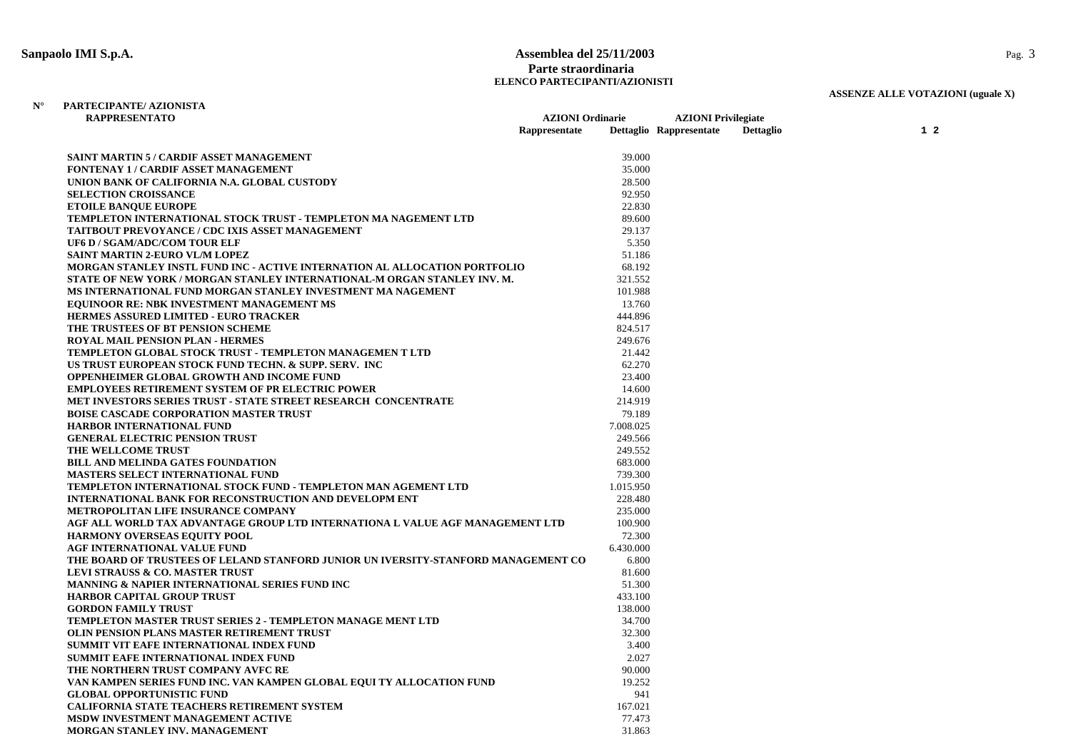**Sanpaolo IMI S.p.A.**

**Assemblea del 25/11/2003**
**Parte straordinaria**
**ELENCO PARTECIPANTI/AZIONISTI**

**ASSENZE ALLE VOTAZIONI (uguale X)**

| N° | PARTECIPANTE/ AZIONISTA RAPPRESENTATO | AZIONI Ordinarie Rappresentate | AZIONI Ordinarie Dettaglio | AZIONI Privilegiate Rappresentate | AZIONI Privilegiate Dettaglio | 1 | 2 |
|---|---|---|---|---|---|---|---|
| | SAINT MARTIN 5 / CARDIF ASSET MANAGEMENT | | 39.000 | | | | |
| | FONTENAY 1 / CARDIF ASSET MANAGEMENT | | 35.000 | | | | |
| | UNION BANK OF CALIFORNIA N.A. GLOBAL CUSTODY | | 28.500 | | | | |
| | SELECTION CROISSANCE | | 92.950 | | | | |
| | ETOILE BANQUE EUROPE | | 22.830 | | | | |
| | TEMPLETON INTERNATIONAL STOCK TRUST - TEMPLETON MA NAGEMENT LTD | | 89.600 | | | | |
| | TAITBOUT PREVOYANCE / CDC IXIS ASSET MANAGEMENT | | 29.137 | | | | |
| | UF6 D / SGAM/ADC/COM TOUR ELF | | 5.350 | | | | |
| | SAINT MARTIN 2-EURO VL/M LOPEZ | | 51.186 | | | | |
| | MORGAN STANLEY INSTL FUND INC - ACTIVE INTERNATION AL ALLOCATION PORTFOLIO | | 68.192 | | | | |
| | STATE OF NEW YORK / MORGAN STANLEY INTERNATIONAL-M ORGAN STANLEY INV. M. | | 321.552 | | | | |
| | MS INTERNATIONAL FUND MORGAN STANLEY INVESTMENT MA NAGEMENT | | 101.988 | | | | |
| | EQUINOOR RE: NBK INVESTMENT MANAGEMENT MS | | 13.760 | | | | |
| | HERMES ASSURED LIMITED - EURO TRACKER | | 444.896 | | | | |
| | THE TRUSTEES OF BT PENSION SCHEME | | 824.517 | | | | |
| | ROYAL MAIL PENSION PLAN - HERMES | | 249.676 | | | | |
| | TEMPLETON GLOBAL STOCK TRUST - TEMPLETON MANAGEMEN T LTD | | 21.442 | | | | |
| | US TRUST EUROPEAN STOCK FUND TECHN. & SUPP. SERV. INC | | 62.270 | | | | |
| | OPPENHEIMER GLOBAL GROWTH AND INCOME FUND | | 23.400 | | | | |
| | EMPLOYEES RETIREMENT SYSTEM OF PR ELECTRIC POWER | | 14.600 | | | | |
| | MET INVESTORS SERIES TRUST - STATE STREET RESEARCH CONCENTRATE | | 214.919 | | | | |
| | BOISE CASCADE CORPORATION MASTER TRUST | | 79.189 | | | | |
| | HARBOR INTERNATIONAL FUND | | 7.008.025 | | | | |
| | GENERAL ELECTRIC PENSION TRUST | | 249.566 | | | | |
| | THE WELLCOME TRUST | | 249.552 | | | | |
| | BILL AND MELINDA GATES FOUNDATION | | 683.000 | | | | |
| | MASTERS SELECT INTERNATIONAL FUND | | 739.300 | | | | |
| | TEMPLETON INTERNATIONAL STOCK FUND - TEMPLETON MAN AGEMENT LTD | | 1.015.950 | | | | |
| | INTERNATIONAL BANK FOR RECONSTRUCTION AND DEVELOPM ENT | | 228.480 | | | | |
| | METROPOLITAN LIFE INSURANCE COMPANY | | 235.000 | | | | |
| | AGF ALL WORLD TAX ADVANTAGE GROUP LTD INTERNATIONA L VALUE AGF MANAGEMENT LTD | | 100.900 | | | | |
| | HARMONY OVERSEAS EQUITY POOL | | 72.300 | | | | |
| | AGF INTERNATIONAL VALUE FUND | | 6.430.000 | | | | |
| | THE BOARD OF TRUSTEES OF LELAND STANFORD JUNIOR UN IVERSITY-STANFORD MANAGEMENT CO | | 6.800 | | | | |
| | LEVI STRAUSS & CO. MASTER TRUST | | 81.600 | | | | |
| | MANNING & NAPIER INTERNATIONAL SERIES FUND INC | | 51.300 | | | | |
| | HARBOR CAPITAL GROUP TRUST | | 433.100 | | | | |
| | GORDON FAMILY TRUST | | 138.000 | | | | |
| | TEMPLETON MASTER TRUST SERIES 2 - TEMPLETON MANAGE MENT LTD | | 34.700 | | | | |
| | OLIN PENSION PLANS MASTER RETIREMENT TRUST | | 32.300 | | | | |
| | SUMMIT VIT EAFE INTERNATIONAL INDEX FUND | | 3.400 | | | | |
| | SUMMIT EAFE INTERNATIONAL INDEX FUND | | 2.027 | | | | |
| | THE NORTHERN TRUST COMPANY AVFC RE | | 90.000 | | | | |
| | VAN KAMPEN SERIES FUND INC. VAN KAMPEN GLOBAL EQUI TY ALLOCATION FUND | | 19.252 | | | | |
| | GLOBAL OPPORTUNISTIC FUND | | 941 | | | | |
| | CALIFORNIA STATE TEACHERS RETIREMENT SYSTEM | | 167.021 | | | | |
| | MSDW INVESTMENT MANAGEMENT ACTIVE | | 77.473 | | | | |
| | MORGAN STANLEY INV. MANAGEMENT | | 31.863 | | | | |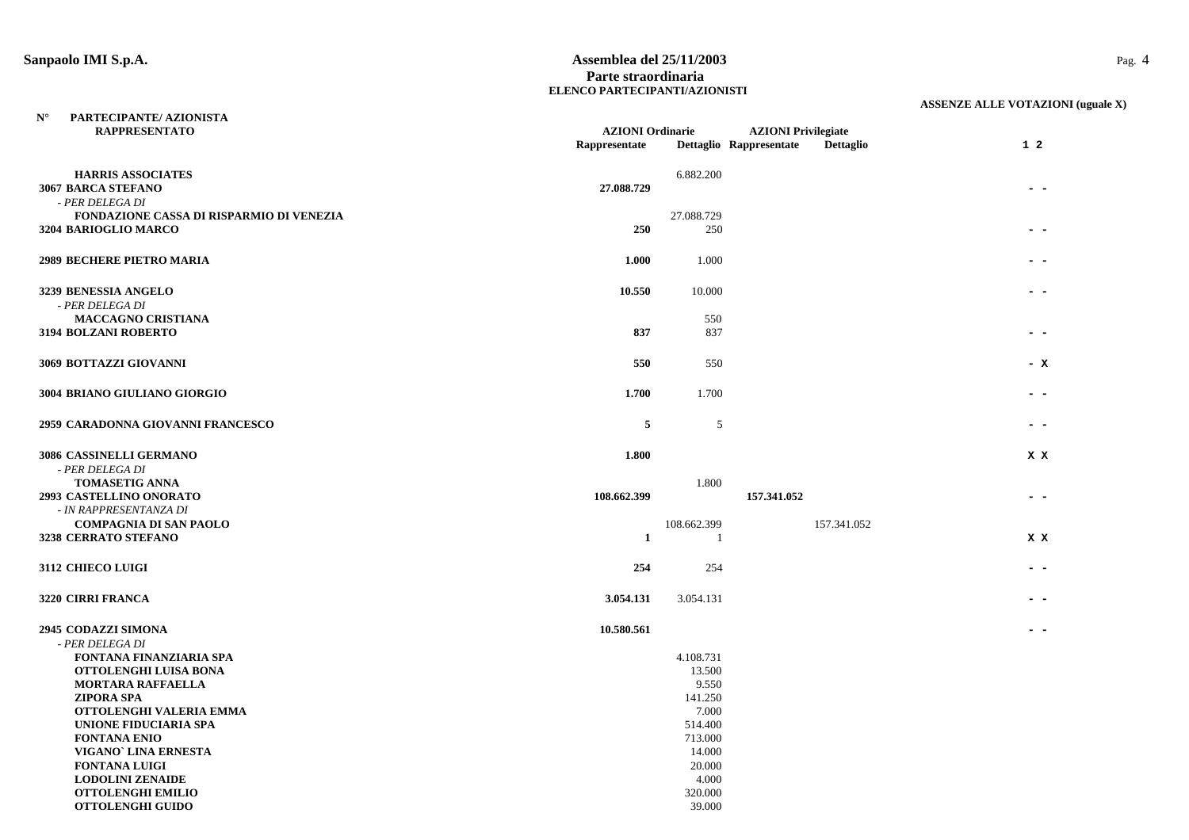**Sanpaolo IMI S.p.A.**

**Assemblea del 25/11/2003**
**Parte straordinaria**
**ELENCO PARTECIPANTI/AZIONISTI**

**ASSENZE ALLE VOTAZIONI (uguale X)**

| N° | PARTECIPANTE/ AZIONISTA RAPPRESENTATO | AZIONI Ordinarie Rappresentate | AZIONI Ordinarie Dettaglio | AZIONI Privilegiate Rappresentate | AZIONI Privilegiate Dettaglio | 1 | 2 |
|---|---|---|---|---|---|---|---|
| | **HARRIS ASSOCIATES** | | 6.882.200 | | | | |
| 3067 | **BARCA STEFANO** | **27.088.729** | | | | - | - |
| | *- PER DELEGA DI* | | | | | | |
| | **FONDAZIONE CASSA DI RISPARMIO DI VENEZIA** | | 27.088.729 | | | | |
| 3204 | **BARIOGLIO MARCO** | **250** | 250 | | | - | - |
| 2989 | **BECHERE PIETRO MARIA** | **1.000** | 1.000 | | | - | - |
| 3239 | **BENESSIA ANGELO** | **10.550** | 10.000 | | | - | - |
| | *- PER DELEGA DI* | | | | | | |
| | **MACCAGNO CRISTIANA** | | 550 | | | | |
| 3194 | **BOLZANI ROBERTO** | **837** | 837 | | | - | - |
| 3069 | **BOTTAZZI GIOVANNI** | **550** | 550 | | | - | X |
| 3004 | **BRIANO GIULIANO GIORGIO** | **1.700** | 1.700 | | | - | - |
| 2959 | **CARADONNA GIOVANNI FRANCESCO** | **5** | 5 | | | - | - |
| 3086 | **CASSINELLI GERMANO** | **1.800** | | | | X | X |
| | *- PER DELEGA DI* | | | | | | |
| | **TOMASETIG ANNA** | | 1.800 | | | | |
| 2993 | **CASTELLINO ONORATO** | **108.662.399** | | **157.341.052** | | - | - |
| | *- IN RAPPRESENTANZA DI* | | | | | | |
| | **COMPAGNIA DI SAN PAOLO** | | 108.662.399 | | 157.341.052 | | |
| 3238 | **CERRATO STEFANO** | **1** | 1 | | | X | X |
| 3112 | **CHIECO LUIGI** | **254** | 254 | | | - | - |
| 3220 | **CIRRI FRANCA** | **3.054.131** | 3.054.131 | | | - | - |
| 2945 | **CODAZZI SIMONA** | **10.580.561** | | | | - | - |
| | *- PER DELEGA DI* | | | | | | |
| | **FONTANA FINANZIARIA SPA** | | 4.108.731 | | | | |
| | **OTTOLENGHI LUISA BONA** | | 13.500 | | | | |
| | **MORTARA RAFFAELLA** | | 9.550 | | | | |
| | **ZIPORA SPA** | | 141.250 | | | | |
| | **OTTOLENGHI VALERIA EMMA** | | 7.000 | | | | |
| | **UNIONE FIDUCIARIA SPA** | | 514.400 | | | | |
| | **FONTANA ENIO** | | 713.000 | | | | |
| | **VIGANO` LINA ERNESTA** | | 14.000 | | | | |
| | **FONTANA LUIGI** | | 20.000 | | | | |
| | **LODOLINI ZENAIDE** | | 4.000 | | | | |
| | **OTTOLENGHI EMILIO** | | 320.000 | | | | |
| | **OTTOLENGHI GUIDO** | | 39.000 | | | | |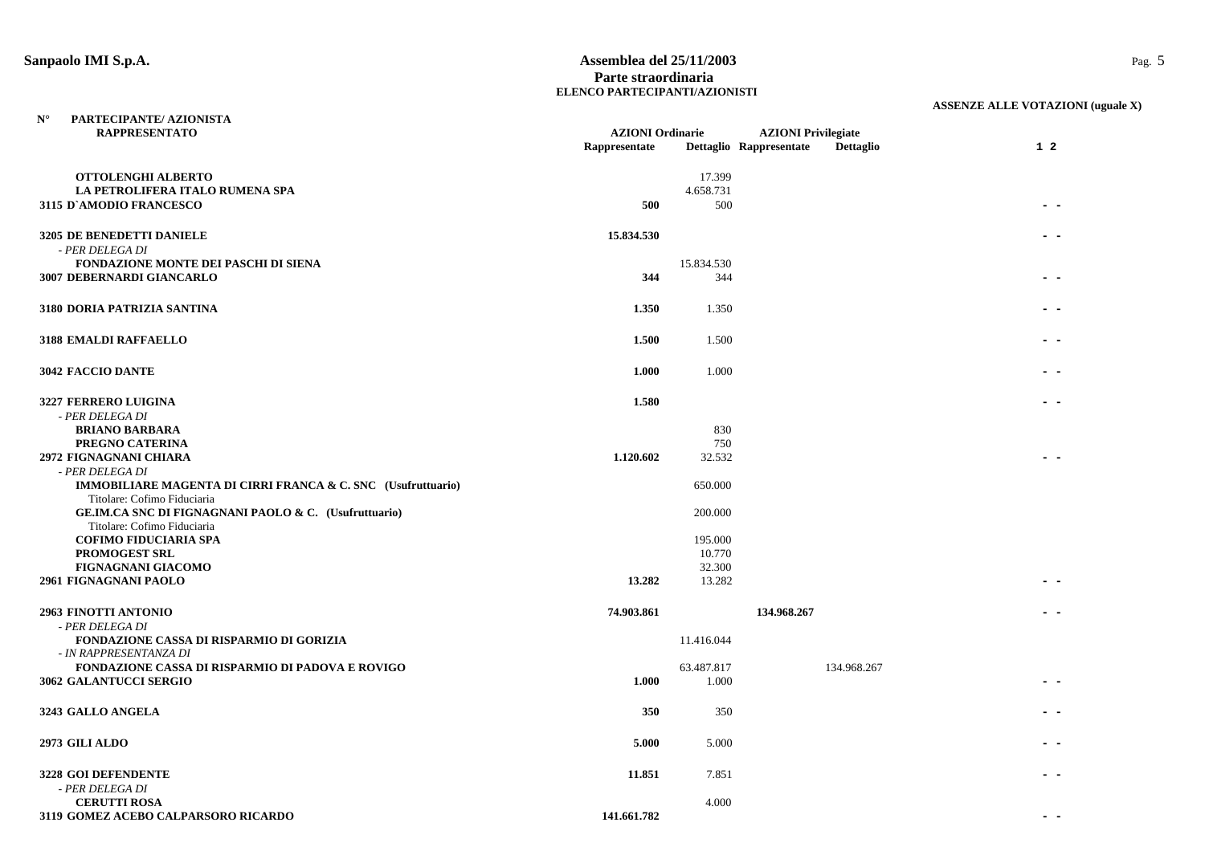**Sanpaolo IMI S.p.A.**

**Assemblea del 25/11/2003**
**Parte straordinaria**
**ELENCO PARTECIPANTI/AZIONISTI**

**ASSENZE ALLE VOTAZIONI (uguale X)**

| N° | PARTECIPANTE/ AZIONISTA RAPPRESENTATO | AZIONI Ordinarie Rappresentate | Dettaglio | AZIONI Privilegiate Rappresentate | Dettaglio | 1 2 |
|---|---|---|---|---|---|---|
| | **OTTOLENGHI ALBERTO** | | 17.399 | | | |
| | **LA PETROLIFERA ITALO RUMENA SPA** | | 4.658.731 | | | |
| **3115** | **D`AMODIO FRANCESCO** | **500** | 500 | | | - - |
| **3205** | **DE BENEDETTI DANIELE** | **15.834.530** | | | | - - |
| | *- PER DELEGA DI* | | | | | |
| | **FONDAZIONE MONTE DEI PASCHI DI SIENA** | | 15.834.530 | | | |
| **3007** | **DEBERNARDI GIANCARLO** | **344** | 344 | | | - - |
| **3180** | **DORIA PATRIZIA SANTINA** | **1.350** | 1.350 | | | - - |
| **3188** | **EMALDI RAFFAELLO** | **1.500** | 1.500 | | | - - |
| **3042** | **FACCIO DANTE** | **1.000** | 1.000 | | | - - |
| **3227** | **FERRERO LUIGINA** | **1.580** | | | | - - |
| | *- PER DELEGA DI* | | | | | |
| | **BRIANO BARBARA** | | 830 | | | |
| | **PREGNO CATERINA** | | 750 | | | |
| **2972** | **FIGNAGNANI CHIARA** | **1.120.602** | 32.532 | | | - - |
| | *- PER DELEGA DI* | | | | | |
| | **IMMOBILIARE MAGENTA DI CIRRI FRANCA & C. SNC (Usufruttuario)** | | 650.000 | | | |
| | Titolare: Cofimo Fiduciaria | | | | | |
| | **GE.IM.CA SNC DI FIGNAGNANI PAOLO & C. (Usufruttuario)** | | 200.000 | | | |
| | Titolare: Cofimo Fiduciaria | | | | | |
| | **COFIMO FIDUCIARIA SPA** | | 195.000 | | | |
| | **PROMOGEST SRL** | | 10.770 | | | |
| | **FIGNAGNANI GIACOMO** | | 32.300 | | | |
| **2961** | **FIGNAGNANI PAOLO** | **13.282** | 13.282 | | | - - |
| **2963** | **FINOTTI ANTONIO** | **74.903.861** | | **134.968.267** | | - - |
| | *- PER DELEGA DI* | | | | | |
| | **FONDAZIONE CASSA DI RISPARMIO DI GORIZIA** | | 11.416.044 | | | |
| | *- IN RAPPRESENTANZA DI* | | | | | |
| | **FONDAZIONE CASSA DI RISPARMIO DI PADOVA E ROVIGO** | | 63.487.817 | | 134.968.267 | |
| **3062** | **GALANTUCCI SERGIO** | **1.000** | 1.000 | | | - - |
| **3243** | **GALLO ANGELA** | **350** | 350 | | | - - |
| **2973** | **GILI ALDO** | **5.000** | 5.000 | | | - - |
| **3228** | **GOI DEFENDENTE** | **11.851** | 7.851 | | | - - |
| | *- PER DELEGA DI* | | | | | |
| | **CERUTTI ROSA** | | 4.000 | | | |
| **3119** | **GOMEZ ACEBO CALPARSORO RICARDO** | **141.661.782** | | | | - - |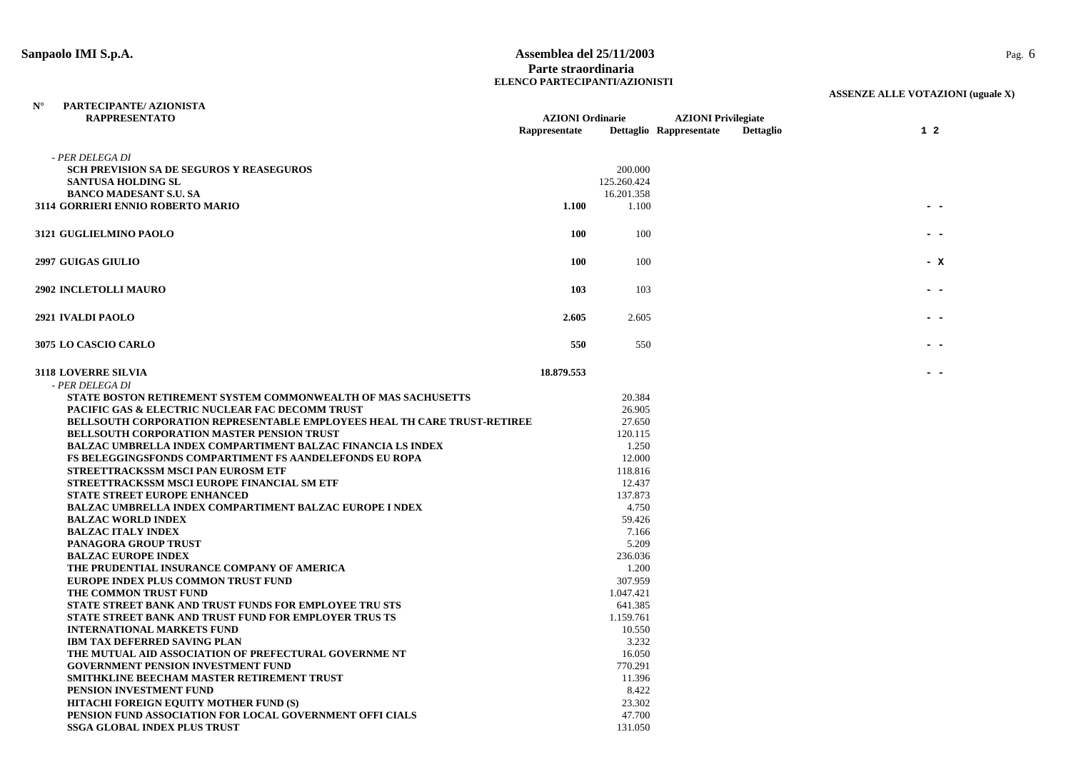**Sanpaolo IMI S.p.A.**

**Assemblea del 25/11/2003**
**Parte straordinaria**
**ELENCO PARTECIPANTI/AZIONISTI**

**ASSENZE ALLE VOTAZIONI (uguale X)**

| N° | PARTECIPANTE/ AZIONISTA RAPPRESENTATO | AZIONI Ordinarie Rappresentate | AZIONI Ordinarie Dettaglio | AZIONI Privilegiate Rappresentate | AZIONI Privilegiate Dettaglio | 1 2 |
|---|---|---|---|---|---|---|
| | *- PER DELEGA DI* | | | | | |
| | SCH PREVISION SA DE SEGUROS Y REASEGUROS | | 200.000 | | | |
| | SANTUSA HOLDING SL | | 125.260.424 | | | |
| | BANCO MADESANT S.U. SA | | 16.201.358 | | | |
| 3114 | GORRIERI ENNIO ROBERTO MARIO | 1.100 | 1.100 | | | - - |
| 3121 | GUGLIELMINO PAOLO | 100 | 100 | | | - - |
| 2997 | GUIGAS GIULIO | 100 | 100 | | | - X |
| 2902 | INCLETOLLI MAURO | 103 | 103 | | | - - |
| 2921 | IVALDI PAOLO | 2.605 | 2.605 | | | - - |
| 3075 | LO CASCIO CARLO | 550 | 550 | | | - - |
| 3118 | LOVERRE SILVIA | 18.879.553 | | | | - - |
| | *- PER DELEGA DI* | | | | | |
| | STATE BOSTON RETIREMENT SYSTEM COMMONWEALTH OF MAS SACHUSETTS | | 20.384 | | | |
| | PACIFIC GAS & ELECTRIC NUCLEAR FAC DECOMM TRUST | | 26.905 | | | |
| | BELLSOUTH CORPORATION REPRESENTABLE EMPLOYEES HEAL TH CARE TRUST-RETIREE | | 27.650 | | | |
| | BELLSOUTH CORPORATION MASTER PENSION TRUST | | 120.115 | | | |
| | BALZAC UMBRELLA INDEX COMPARTIMENT BALZAC FINANCIA LS INDEX | | 1.250 | | | |
| | FS BELEGGINGSFONDS COMPARTIMENT FS AANDELEFONDS EU ROPA | | 12.000 | | | |
| | STREETTRACKSSM MSCI PAN EUROSM ETF | | 118.816 | | | |
| | STREETTRACKSSM MSCI EUROPE FINANCIAL SM ETF | | 12.437 | | | |
| | STATE STREET EUROPE ENHANCED | | 137.873 | | | |
| | BALZAC UMBRELLA INDEX COMPARTIMENT BALZAC EUROPE I NDEX | | 4.750 | | | |
| | BALZAC WORLD INDEX | | 59.426 | | | |
| | BALZAC ITALY INDEX | | 7.166 | | | |
| | PANAGORA GROUP TRUST | | 5.209 | | | |
| | BALZAC EUROPE INDEX | | 236.036 | | | |
| | THE PRUDENTIAL INSURANCE COMPANY OF AMERICA | | 1.200 | | | |
| | EUROPE INDEX PLUS COMMON TRUST FUND | | 307.959 | | | |
| | THE COMMON TRUST FUND | | 1.047.421 | | | |
| | STATE STREET BANK AND TRUST FUNDS FOR EMPLOYEE TRU STS | | 641.385 | | | |
| | STATE STREET BANK AND TRUST FUND FOR EMPLOYER TRUS TS | | 1.159.761 | | | |
| | INTERNATIONAL MARKETS FUND | | 10.550 | | | |
| | IBM TAX DEFERRED SAVING PLAN | | 3.232 | | | |
| | THE MUTUAL AID ASSOCIATION OF PREFECTURAL GOVERNME NT | | 16.050 | | | |
| | GOVERNMENT PENSION INVESTMENT FUND | | 770.291 | | | |
| | SMITHKLINE BEECHAM MASTER RETIREMENT TRUST | | 11.396 | | | |
| | PENSION INVESTMENT FUND | | 8.422 | | | |
| | HITACHI FOREIGN EQUITY MOTHER FUND (S) | | 23.302 | | | |
| | PENSION FUND ASSOCIATION FOR LOCAL GOVERNMENT OFFI CIALS | | 47.700 | | | |
| | SSGA GLOBAL INDEX PLUS TRUST | | 131.050 | | | |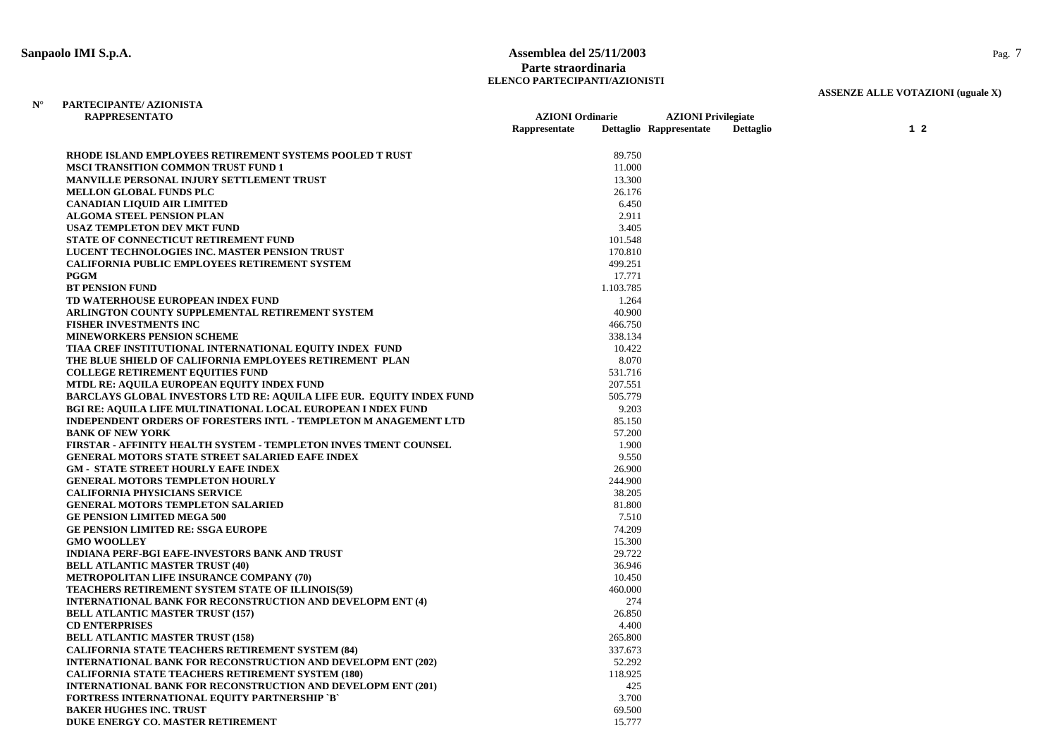**Sanpaolo IMI S.p.A.**

**Assemblea del 25/11/2003**
**Parte straordinaria**
**ELENCO PARTECIPANTI/AZIONISTI**

**ASSENZE ALLE VOTAZIONI (uguale X)**

| N° | PARTECIPANTE/ AZIONISTA RAPPRESENTATO | AZIONI Ordinarie Rappresentate | AZIONI Ordinarie Dettaglio | AZIONI Privilegiate Rappresentate | AZIONI Privilegiate Dettaglio | 1 | 2 |
|---|---|---|---|---|---|---|---|
| | RHODE ISLAND EMPLOYEES RETIREMENT SYSTEMS POOLED T RUST | | 89.750 | | | | |
| | MSCI TRANSITION COMMON TRUST FUND 1 | | 11.000 | | | | |
| | MANVILLE PERSONAL INJURY SETTLEMENT TRUST | | 13.300 | | | | |
| | MELLON GLOBAL FUNDS PLC | | 26.176 | | | | |
| | CANADIAN LIQUID AIR LIMITED | | 6.450 | | | | |
| | ALGOMA STEEL PENSION PLAN | | 2.911 | | | | |
| | USAZ TEMPLETON DEV MKT FUND | | 3.405 | | | | |
| | STATE OF CONNECTICUT RETIREMENT FUND | | 101.548 | | | | |
| | LUCENT TECHNOLOGIES INC. MASTER PENSION TRUST | | 170.810 | | | | |
| | CALIFORNIA PUBLIC EMPLOYEES RETIREMENT SYSTEM | | 499.251 | | | | |
| | PGGM | | 17.771 | | | | |
| | BT PENSION FUND | | 1.103.785 | | | | |
| | TD WATERHOUSE EUROPEAN INDEX FUND | | 1.264 | | | | |
| | ARLINGTON COUNTY SUPPLEMENTAL RETIREMENT SYSTEM | | 40.900 | | | | |
| | FISHER INVESTMENTS INC | | 466.750 | | | | |
| | MINEWORKERS PENSION SCHEME | | 338.134 | | | | |
| | TIAA CREF INSTITUTIONAL INTERNATIONAL EQUITY INDEX FUND | | 10.422 | | | | |
| | THE BLUE SHIELD OF CALIFORNIA EMPLOYEES RETIREMENT PLAN | | 8.070 | | | | |
| | COLLEGE RETIREMENT EQUITIES FUND | | 531.716 | | | | |
| | MTDL RE: AQUILA EUROPEAN EQUITY INDEX FUND | | 207.551 | | | | |
| | BARCLAYS GLOBAL INVESTORS LTD RE: AQUILA LIFE EUR. EQUITY INDEX FUND | | 505.779 | | | | |
| | BGI RE: AQUILA LIFE MULTINATIONAL LOCAL EUROPEAN I NDEX FUND | | 9.203 | | | | |
| | INDEPENDENT ORDERS OF FORESTERS INTL - TEMPLETON M ANAGEMENT LTD | | 85.150 | | | | |
| | BANK OF NEW YORK | | 57.200 | | | | |
| | FIRSTAR - AFFINITY HEALTH SYSTEM - TEMPLETON INVES TMENT COUNSEL | | 1.900 | | | | |
| | GENERAL MOTORS STATE STREET SALARIED EAFE INDEX | | 9.550 | | | | |
| | GM - STATE STREET HOURLY EAFE INDEX | | 26.900 | | | | |
| | GENERAL MOTORS TEMPLETON HOURLY | | 244.900 | | | | |
| | CALIFORNIA PHYSICIANS SERVICE | | 38.205 | | | | |
| | GENERAL MOTORS TEMPLETON SALARIED | | 81.800 | | | | |
| | GE PENSION LIMITED MEGA 500 | | 7.510 | | | | |
| | GE PENSION LIMITED RE: SSGA EUROPE | | 74.209 | | | | |
| | GMO WOOLLEY | | 15.300 | | | | |
| | INDIANA PERF-BGI EAFE-INVESTORS BANK AND TRUST | | 29.722 | | | | |
| | BELL ATLANTIC MASTER TRUST (40) | | 36.946 | | | | |
| | METROPOLITAN LIFE INSURANCE COMPANY (70) | | 10.450 | | | | |
| | TEACHERS RETIREMENT SYSTEM STATE OF ILLINOIS(59) | | 460.000 | | | | |
| | INTERNATIONAL BANK FOR RECONSTRUCTION AND DEVELOPM ENT (4) | | 274 | | | | |
| | BELL ATLANTIC MASTER TRUST (157) | | 26.850 | | | | |
| | CD ENTERPRISES | | 4.400 | | | | |
| | BELL ATLANTIC MASTER TRUST (158) | | 265.800 | | | | |
| | CALIFORNIA STATE TEACHERS RETIREMENT SYSTEM (84) | | 337.673 | | | | |
| | INTERNATIONAL BANK FOR RECONSTRUCTION AND DEVELOPM ENT (202) | | 52.292 | | | | |
| | CALIFORNIA STATE TEACHERS RETIREMENT SYSTEM (180) | | 118.925 | | | | |
| | INTERNATIONAL BANK FOR RECONSTRUCTION AND DEVELOPM ENT (201) | | 425 | | | | |
| | FORTRESS INTERNATIONAL EQUITY PARTNERSHIP `B` | | 3.700 | | | | |
| | BAKER HUGHES INC. TRUST | | 69.500 | | | | |
| | DUKE ENERGY CO. MASTER RETIREMENT | | 15.777 | | | | |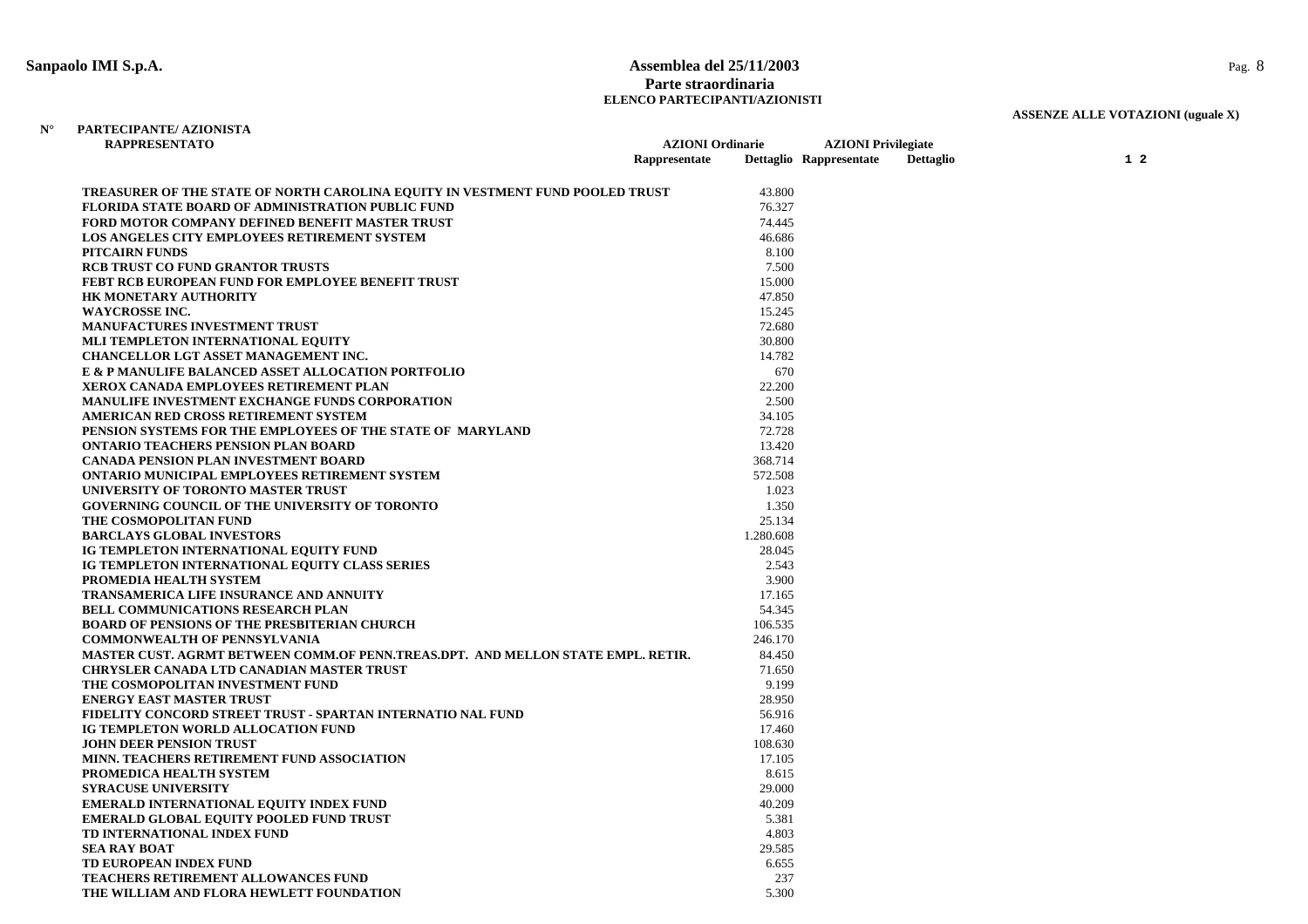**Sanpaolo IMI S.p.A.**

**Assemblea del 25/11/2003**
**Parte straordinaria**
**ELENCO PARTECIPANTI/AZIONISTI**

**ASSENZE ALLE VOTAZIONI (uguale X)**

| N° | PARTECIPANTE/ AZIONISTA RAPPRESENTATO | AZIONI Ordinarie Rappresentate | AZIONI Ordinarie Dettaglio | AZIONI Privilegiate Rappresentate | AZIONI Privilegiate Dettaglio | 1 | 2 |
|---|---|---|---|---|---|---|---|
| | TREASURER OF THE STATE OF NORTH CAROLINA EQUITY IN VESTMENT FUND POOLED TRUST | | 43.800 | | | | |
| | FLORIDA STATE BOARD OF ADMINISTRATION PUBLIC FUND | | 76.327 | | | | |
| | FORD MOTOR COMPANY DEFINED BENEFIT MASTER TRUST | | 74.445 | | | | |
| | LOS ANGELES CITY EMPLOYEES RETIREMENT SYSTEM | | 46.686 | | | | |
| | PITCAIRN FUNDS | | 8.100 | | | | |
| | RCB TRUST CO FUND GRANTOR TRUSTS | | 7.500 | | | | |
| | FEBT RCB EUROPEAN FUND FOR EMPLOYEE BENEFIT TRUST | | 15.000 | | | | |
| | HK MONETARY AUTHORITY | | 47.850 | | | | |
| | WAYCROSSE INC. | | 15.245 | | | | |
| | MANUFACTURES INVESTMENT TRUST | | 72.680 | | | | |
| | MLI TEMPLETON INTERNATIONAL EQUITY | | 30.800 | | | | |
| | CHANCELLOR LGT ASSET MANAGEMENT INC. | | 14.782 | | | | |
| | E & P MANULIFE BALANCED ASSET ALLOCATION PORTFOLIO | | 670 | | | | |
| | XEROX CANADA EMPLOYEES RETIREMENT PLAN | | 22.200 | | | | |
| | MANULIFE INVESTMENT EXCHANGE FUNDS CORPORATION | | 2.500 | | | | |
| | AMERICAN RED CROSS RETIREMENT SYSTEM | | 34.105 | | | | |
| | PENSION SYSTEMS FOR THE EMPLOYEES OF THE STATE OF MARYLAND | | 72.728 | | | | |
| | ONTARIO TEACHERS PENSION PLAN BOARD | | 13.420 | | | | |
| | CANADA PENSION PLAN INVESTMENT BOARD | | 368.714 | | | | |
| | ONTARIO MUNICIPAL EMPLOYEES RETIREMENT SYSTEM | | 572.508 | | | | |
| | UNIVERSITY OF TORONTO MASTER TRUST | | 1.023 | | | | |
| | GOVERNING COUNCIL OF THE UNIVERSITY OF TORONTO | | 1.350 | | | | |
| | THE COSMOPOLITAN FUND | | 25.134 | | | | |
| | BARCLAYS GLOBAL INVESTORS | | 1.280.608 | | | | |
| | IG TEMPLETON INTERNATIONAL EQUITY FUND | | 28.045 | | | | |
| | IG TEMPLETON INTERNATIONAL EQUITY CLASS SERIES | | 2.543 | | | | |
| | PROMEDIA HEALTH SYSTEM | | 3.900 | | | | |
| | TRANSAMERICA LIFE INSURANCE AND ANNUITY | | 17.165 | | | | |
| | BELL COMMUNICATIONS RESEARCH PLAN | | 54.345 | | | | |
| | BOARD OF PENSIONS OF THE PRESBITERIAN CHURCH | | 106.535 | | | | |
| | COMMONWEALTH OF PENNSYLVANIA | | 246.170 | | | | |
| | MASTER CUST. AGRMT BETWEEN COMM.OF PENN.TREAS.DPT. AND MELLON STATE EMPL. RETIR. | | 84.450 | | | | |
| | CHRYSLER CANADA LTD CANADIAN MASTER TRUST | | 71.650 | | | | |
| | THE COSMOPOLITAN INVESTMENT FUND | | 9.199 | | | | |
| | ENERGY EAST MASTER TRUST | | 28.950 | | | | |
| | FIDELITY CONCORD STREET TRUST - SPARTAN INTERNATIO NAL FUND | | 56.916 | | | | |
| | IG TEMPLETON WORLD ALLOCATION FUND | | 17.460 | | | | |
| | JOHN DEER PENSION TRUST | | 108.630 | | | | |
| | MINN. TEACHERS RETIREMENT FUND ASSOCIATION | | 17.105 | | | | |
| | PROMEDICA HEALTH SYSTEM | | 8.615 | | | | |
| | SYRACUSE UNIVERSITY | | 29.000 | | | | |
| | EMERALD INTERNATIONAL EQUITY INDEX FUND | | 40.209 | | | | |
| | EMERALD GLOBAL EQUITY POOLED FUND TRUST | | 5.381 | | | | |
| | TD INTERNATIONAL INDEX FUND | | 4.803 | | | | |
| | SEA RAY BOAT | | 29.585 | | | | |
| | TD EUROPEAN INDEX FUND | | 6.655 | | | | |
| | TEACHERS RETIREMENT ALLOWANCES FUND | | 237 | | | | |
| | THE WILLIAM AND FLORA HEWLETT FOUNDATION | | 5.300 | | | | |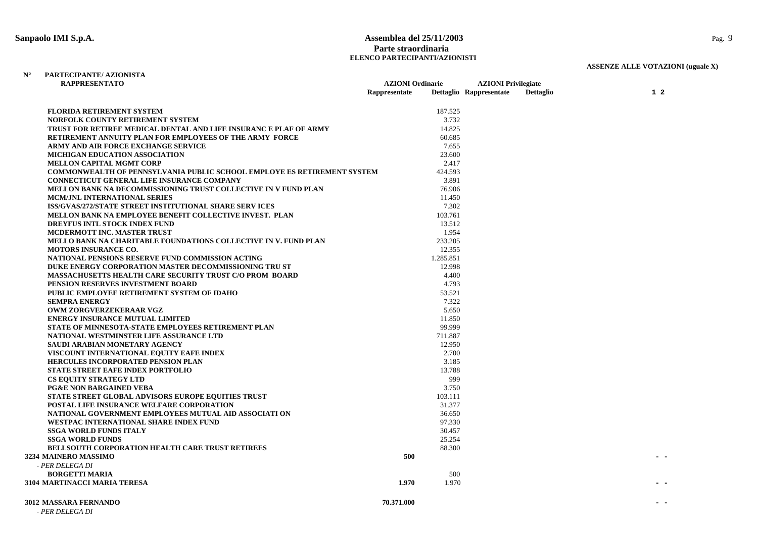**Sanpaolo IMI S.p.A.**

**Assemblea del 25/11/2003**
**Parte straordinaria**
**ELENCO PARTECIPANTI/AZIONISTI**

**ASSENZE ALLE VOTAZIONI (uguale X)**

| N° | PARTECIPANTE/ AZIONISTA RAPPRESENTATO | AZIONI Ordinarie Rappresentate | AZIONI Ordinarie Dettaglio | AZIONI Privilegiate Rappresentate | AZIONI Privilegiate Dettaglio | 1 2 |
|---|---|---|---|---|---|---|
| | FLORIDA RETIREMENT SYSTEM | | 187.525 | | | |
| | NORFOLK COUNTY RETIREMENT SYSTEM | | 3.732 | | | |
| | TRUST FOR RETIREE MEDICAL DENTAL AND LIFE INSURANC E PLAF OF ARMY | | 14.825 | | | |
| | RETIREMENT ANNUITY PLAN FOR EMPLOYEES OF THE ARMY FORCE | | 60.685 | | | |
| | ARMY AND AIR FORCE EXCHANGE SERVICE | | 7.655 | | | |
| | MICHIGAN EDUCATION ASSOCIATION | | 23.600 | | | |
| | MELLON CAPITAL MGMT CORP | | 2.417 | | | |
| | COMMONWEALTH OF PENNSYLVANIA PUBLIC SCHOOL EMPLOYE ES RETIREMENT SYSTEM | | 424.593 | | | |
| | CONNECTICUT GENERAL LIFE INSURANCE COMPANY | | 3.891 | | | |
| | MELLON BANK NA DECOMMISSIONING TRUST COLLECTIVE IN V FUND PLAN | | 76.906 | | | |
| | MCM/JNL INTERNATIONAL SERIES | | 11.450 | | | |
| | ISS/GVAS/272/STATE STREET INSTITUTIONAL SHARE SERV ICES | | 7.302 | | | |
| | MELLON BANK NA EMPLOYEE BENEFIT COLLECTIVE INVEST. PLAN | | 103.761 | | | |
| | DREYFUS INTL STOCK INDEX FUND | | 13.512 | | | |
| | MCDERMOTT INC. MASTER TRUST | | 1.954 | | | |
| | MELLO BANK NA CHARITABLE FOUNDATIONS COLLECTIVE IN V. FUND PLAN | | 233.205 | | | |
| | MOTORS INSURANCE CO. | | 12.355 | | | |
| | NATIONAL PENSIONS RESERVE FUND COMMISSION ACTING | | 1.285.851 | | | |
| | DUKE ENERGY CORPORATION MASTER DECOMMISSIONING TRU ST | | 12.998 | | | |
| | MASSACHUSETTS HEALTH CARE SECURITY TRUST C/O PROM BOARD | | 4.400 | | | |
| | PENSION RESERVES INVESTMENT BOARD | | 4.793 | | | |
| | PUBLIC EMPLOYEE RETIREMENT SYSTEM OF IDAHO | | 53.521 | | | |
| | SEMPRA ENERGY | | 7.322 | | | |
| | OWM ZORGVERZEKERAAR VGZ | | 5.650 | | | |
| | ENERGY INSURANCE MUTUAL LIMITED | | 11.850 | | | |
| | STATE OF MINNESOTA-STATE EMPLOYEES RETIREMENT PLAN | | 99.999 | | | |
| | NATIONAL WESTMINSTER LIFE ASSURANCE LTD | | 711.887 | | | |
| | SAUDI ARABIAN MONETARY AGENCY | | 12.950 | | | |
| | VISCOUNT INTERNATIONAL EQUITY EAFE INDEX | | 2.700 | | | |
| | HERCULES INCORPORATED PENSION PLAN | | 3.185 | | | |
| | STATE STREET EAFE INDEX PORTFOLIO | | 13.788 | | | |
| | CS EQUITY STRATEGY LTD | | 999 | | | |
| | PG&E NON BARGAINED VEBA | | 3.750 | | | |
| | STATE STREET GLOBAL ADVISORS EUROPE EQUITIES TRUST | | 103.111 | | | |
| | POSTAL LIFE INSURANCE WELFARE CORPORATION | | 31.377 | | | |
| | NATIONAL GOVERNMENT EMPLOYEES MUTUAL AID ASSOCIATI ON | | 36.650 | | | |
| | WESTPAC INTERNATIONAL SHARE INDEX FUND | | 97.330 | | | |
| | SSGA WORLD FUNDS ITALY | | 30.457 | | | |
| | SSGA WORLD FUNDS | | 25.254 | | | |
| | BELLSOUTH CORPORATION HEALTH CARE TRUST RETIREES | | 88.300 | | | |
| 3234 | MAINERO MASSIMO | 500 | | | | - - |
| | *- PER DELEGA DI* | | | | | |
| | BORGETTI MARIA | | 500 | | | |
| 3104 | MARTINACCI MARIA TERESA | 1.970 | 1.970 | | | - - |
| 3012 | MASSARA FERNANDO | 70.371.000 | | | | - - |
| | *- PER DELEGA DI* | | | | | |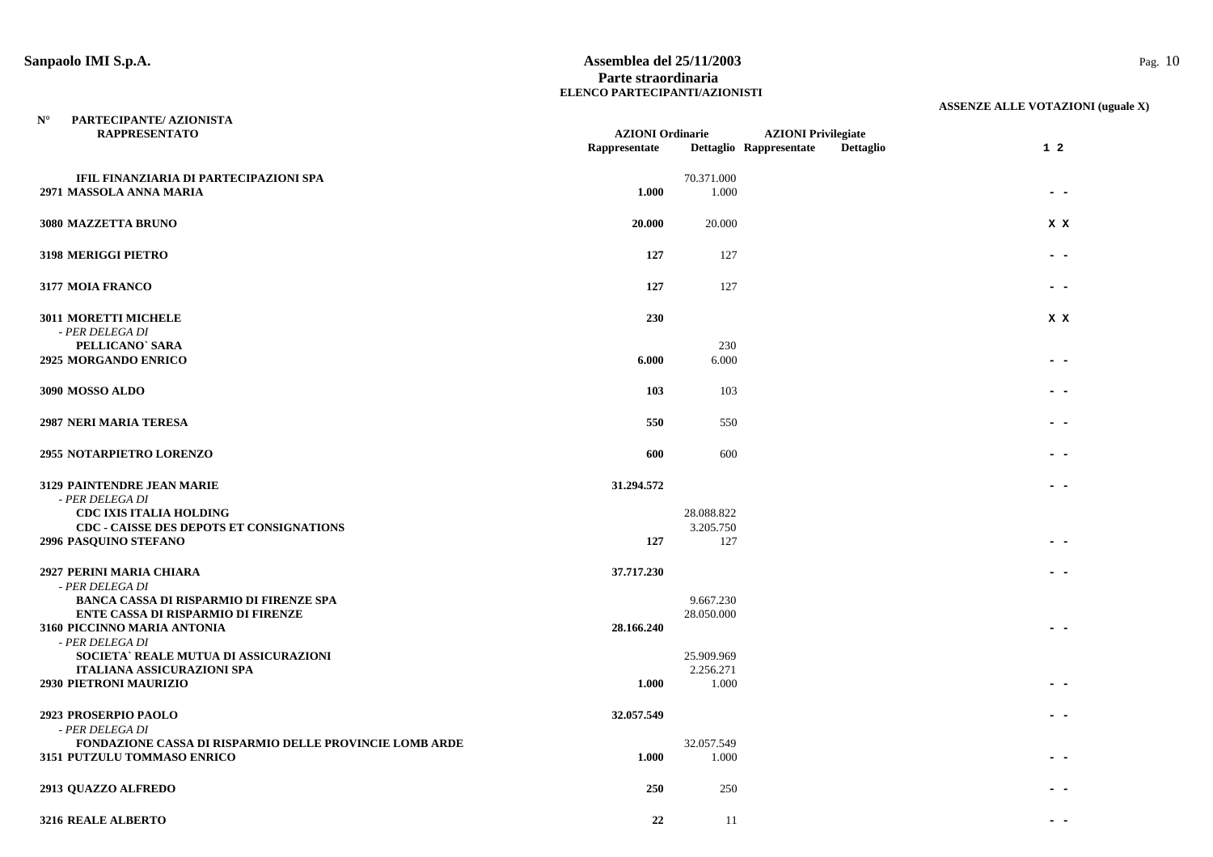**Sanpaolo IMI S.p.A.**

**Assemblea del 25/11/2003**
**Parte straordinaria**
**ELENCO PARTECIPANTI/AZIONISTI**

**ASSENZE ALLE VOTAZIONI (uguale X)**

| N° | PARTECIPANTE/ AZIONISTA RAPPRESENTATO | AZIONI Ordinarie Rappresentate | AZIONI Ordinarie Dettaglio | AZIONI Privilegiate Rappresentate | AZIONI Privilegiate Dettaglio | 1 | 2 |
|---|---|---|---|---|---|---|---|
| | IFIL FINANZIARIA DI PARTECIPAZIONI SPA | | 70.371.000 | | | | |
| 2971 | MASSOLA ANNA MARIA | **1.000** | 1.000 | | | - | - |
| 3080 | MAZZETTA BRUNO | **20.000** | 20.000 | | | X | X |
| 3198 | MERIGGI PIETRO | **127** | 127 | | | - | - |
| 3177 | MOIA FRANCO | **127** | 127 | | | - | - |
| 3011 | MORETTI MICHELE | **230** | | | | X | X |
| | *- PER DELEGA DI* | | | | | | |
| | PELLICANO` SARA | | 230 | | | | |
| 2925 | MORGANDO ENRICO | **6.000** | 6.000 | | | - | - |
| 3090 | MOSSO ALDO | **103** | 103 | | | - | - |
| 2987 | NERI MARIA TERESA | **550** | 550 | | | - | - |
| 2955 | NOTARPIETRO LORENZO | **600** | 600 | | | - | - |
| 3129 | PAINTENDRE JEAN MARIE | **31.294.572** | | | | - | - |
| | *- PER DELEGA DI* | | | | | | |
| | CDC IXIS ITALIA HOLDING | | 28.088.822 | | | | |
| | CDC - CAISSE DES DEPOTS ET CONSIGNATIONS | | 3.205.750 | | | | |
| 2996 | PASQUINO STEFANO | **127** | 127 | | | - | - |
| 2927 | PERINI MARIA CHIARA | **37.717.230** | | | | - | - |
| | *- PER DELEGA DI* | | | | | | |
| | BANCA CASSA DI RISPARMIO DI FIRENZE SPA | | 9.667.230 | | | | |
| | ENTE CASSA DI RISPARMIO DI FIRENZE | | 28.050.000 | | | | |
| 3160 | PICCINNO MARIA ANTONIA | **28.166.240** | | | | - | - |
| | *- PER DELEGA DI* | | | | | | |
| | SOCIETA` REALE MUTUA DI ASSICURAZIONI | | 25.909.969 | | | | |
| | ITALIANA ASSICURAZIONI SPA | | 2.256.271 | | | | |
| 2930 | PIETRONI MAURIZIO | **1.000** | 1.000 | | | - | - |
| 2923 | PROSERPIO PAOLO | **32.057.549** | | | | - | - |
| | *- PER DELEGA DI* | | | | | | |
| | FONDAZIONE CASSA DI RISPARMIO DELLE PROVINCIE LOMB ARDE | | 32.057.549 | | | | |
| 3151 | PUTZULU TOMMASO ENRICO | **1.000** | 1.000 | | | - | - |
| 2913 | QUAZZO ALFREDO | **250** | 250 | | | - | - |
| 3216 | REALE ALBERTO | **22** | 11 | | | - | - |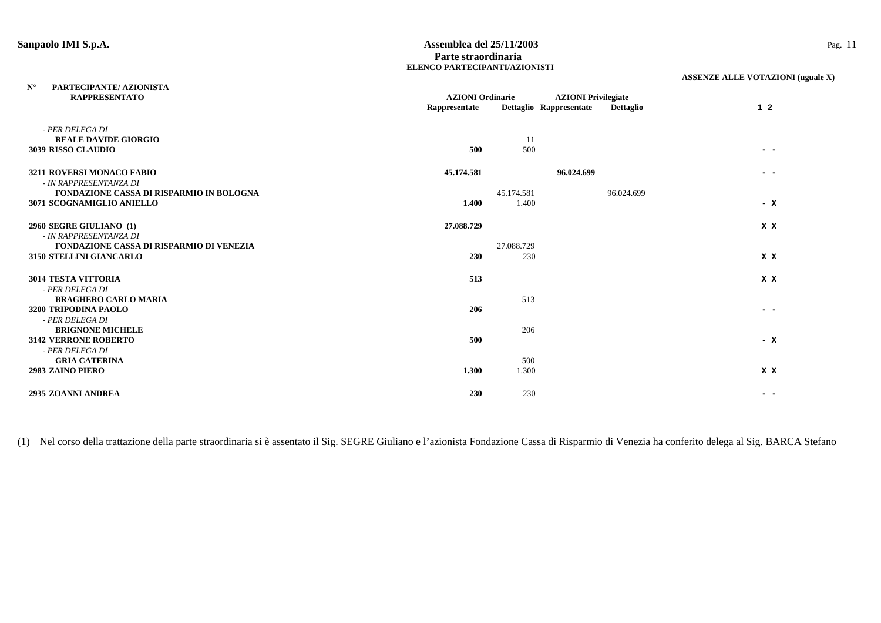**Sanpaolo IMI S.p.A.**

**Assemblea del 25/11/2003**
**Parte straordinaria**
**ELENCO PARTECIPANTI/AZIONISTI**

**ASSENZE ALLE VOTAZIONI (uguale X)**

| N° PARTECIPANTE/ AZIONISTA RAPPRESENTATO | AZIONI Ordinarie Rappresentate | AZIONI Ordinarie Dettaglio | AZIONI Privilegiate Rappresentate | AZIONI Privilegiate Dettaglio | 1 2 |
|---|---|---|---|---|---|
| *- PER DELEGA DI* | | | | | |
| **REALE DAVIDE GIORGIO** | | 11 | | | |
| **3039 RISSO CLAUDIO** | **500** | 500 | | | - - |
| **3211 ROVERSI MONACO FABIO** | **45.174.581** | | **96.024.699** | | - - |
| *- IN RAPPRESENTANZA DI* | | | | | |
| **FONDAZIONE CASSA DI RISPARMIO IN BOLOGNA** | | 45.174.581 | | 96.024.699 | |
| **3071 SCOGNAMIGLIO ANIELLO** | **1.400** | 1.400 | | | - X |
| **2960 SEGRE GIULIANO (1)** | **27.088.729** | | | | X X |
| *- IN RAPPRESENTANZA DI* | | | | | |
| **FONDAZIONE CASSA DI RISPARMIO DI VENEZIA** | | 27.088.729 | | | |
| **3150 STELLINI GIANCARLO** | **230** | 230 | | | X X |
| **3014 TESTA VITTORIA** | **513** | | | | X X |
| *- PER DELEGA DI* | | | | | |
| **BRAGHERO CARLO MARIA** | | 513 | | | |
| **3200 TRIPODINA PAOLO** | **206** | | | | - - |
| *- PER DELEGA DI* | | | | | |
| **BRIGNONE MICHELE** | | 206 | | | |
| **3142 VERRONE ROBERTO** | **500** | | | | - X |
| *- PER DELEGA DI* | | | | | |
| **GRIA CATERINA** | | 500 | | | |
| **2983 ZAINO PIERO** | **1.300** | 1.300 | | | X X |
| **2935 ZOANNI ANDREA** | **230** | 230 | | | - - |

(1) Nel corso della trattazione della parte straordinaria si è assentato il Sig. SEGRE Giuliano e l'azionista Fondazione Cassa di Risparmio di Venezia ha conferito delega al Sig. BARCA Stefano